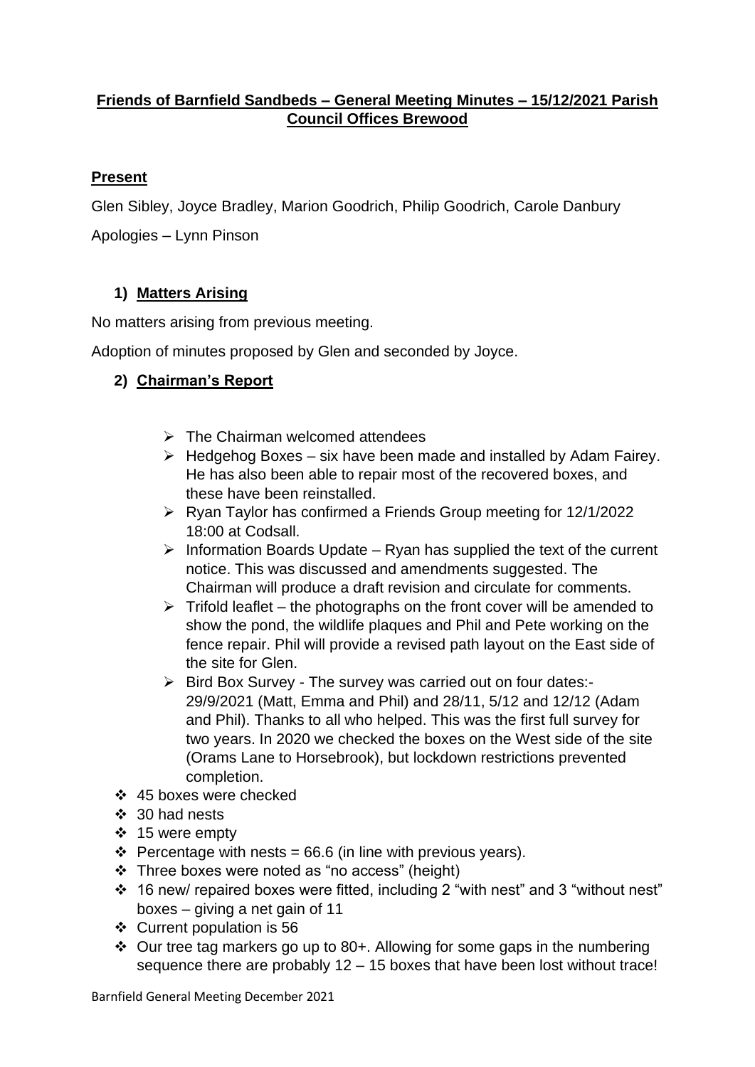# Friends of Barnfield Sandbeds – General Meeting Minutes – 15/12/2021 Parish Council Offices Brewood

## Present

Glen Sibley, Joyce Bradley, Marion Goodrich, Philip Goodrich, Carole Danbury

Apologies – Lynn Pinson

### 1) Matters Arising

No matters arising from previous meeting.

Adoption of minutes proposed by Glen and seconded by Joyce.

### 2) Chairman's Report

- The Chairman welcomed attendees
- Hedgehog Boxes – six have been made and installed by Adam Fairey. He has also been able to repair most of the recovered boxes, and these have been reinstalled.
- Ryan Taylor has confirmed a Friends Group meeting for 12/1/2022 18:00 at Codsall.
- Information Boards Update – Ryan has supplied the text of the current notice. This was discussed and amendments suggested. The Chairman will produce a draft revision and circulate for comments.
- Trifold leaflet – the photographs on the front cover will be amended to show the pond, the wildlife plaques and Phil and Pete working on the fence repair. Phil will provide a revised path layout on the East side of the site for Glen.
- Bird Box Survey - The survey was carried out on four dates:- 29/9/2021 (Matt, Emma and Phil) and 28/11, 5/12 and 12/12 (Adam and Phil). Thanks to all who helped. This was the first full survey for two years. In 2020 we checked the boxes on the West side of the site (Orams Lane to Horsebrook), but lockdown restrictions prevented completion.

- 45 boxes were checked
- 30 had nests
- 15 were empty
- Percentage with nests = 66.6 (in line with previous years).
- Three boxes were noted as "no access" (height)
- 16 new/ repaired boxes were fitted, including 2 "with nest" and 3 "without nest" boxes – giving a net gain of 11
- Current population is 56
- Our tree tag markers go up to 80+. Allowing for some gaps in the numbering sequence there are probably 12 – 15 boxes that have been lost without trace!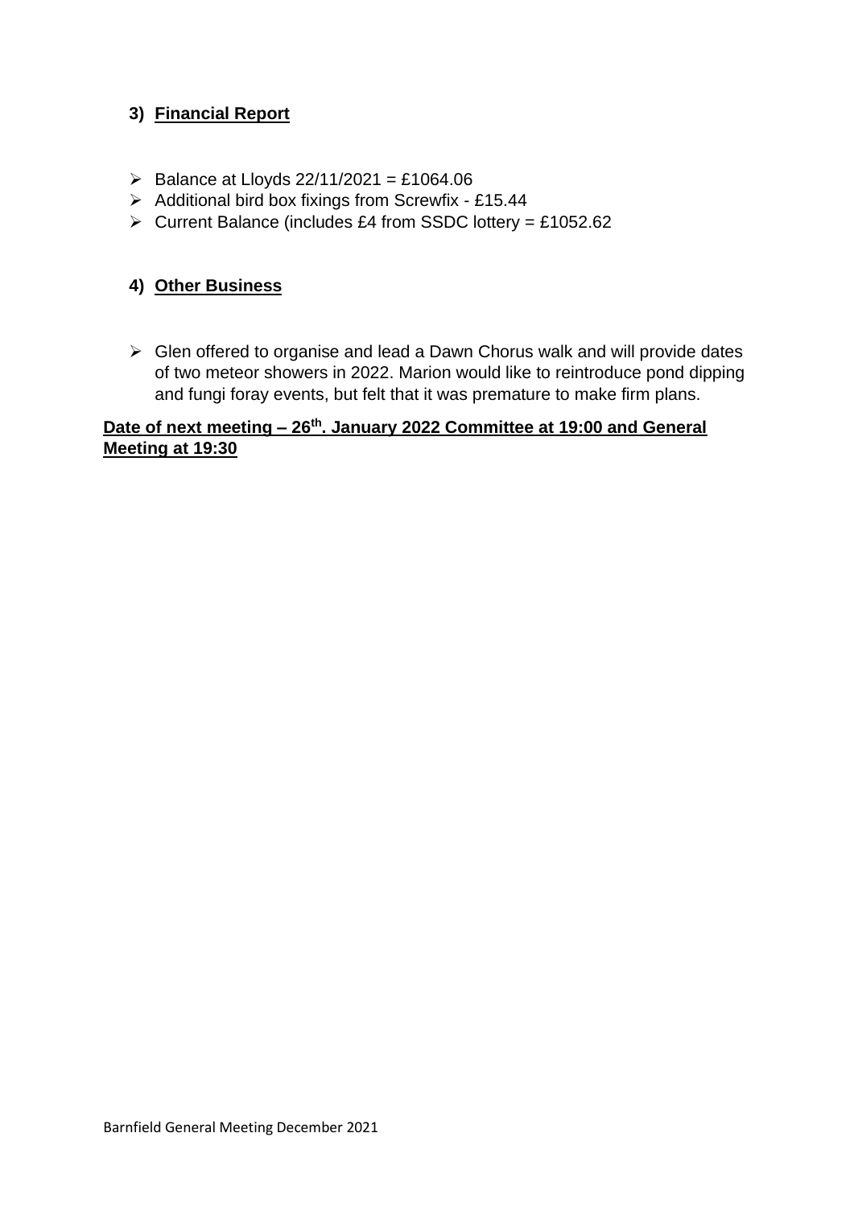### 3) Financial Report

- Balance at Lloyds 22/11/2021 = £1064.06
- Additional bird box fixings from Screwfix - £15.44
- Current Balance (includes £4 from SSDC lottery = £1052.62

### 4) Other Business

- Glen offered to organise and lead a Dawn Chorus walk and will provide dates of two meteor showers in 2022. Marion would like to reintroduce pond dipping and fungi foray events, but felt that it was premature to make firm plans.

**Date of next meeting – 26th. January 2022 Committee at 19:00 and General Meeting at 19:30**